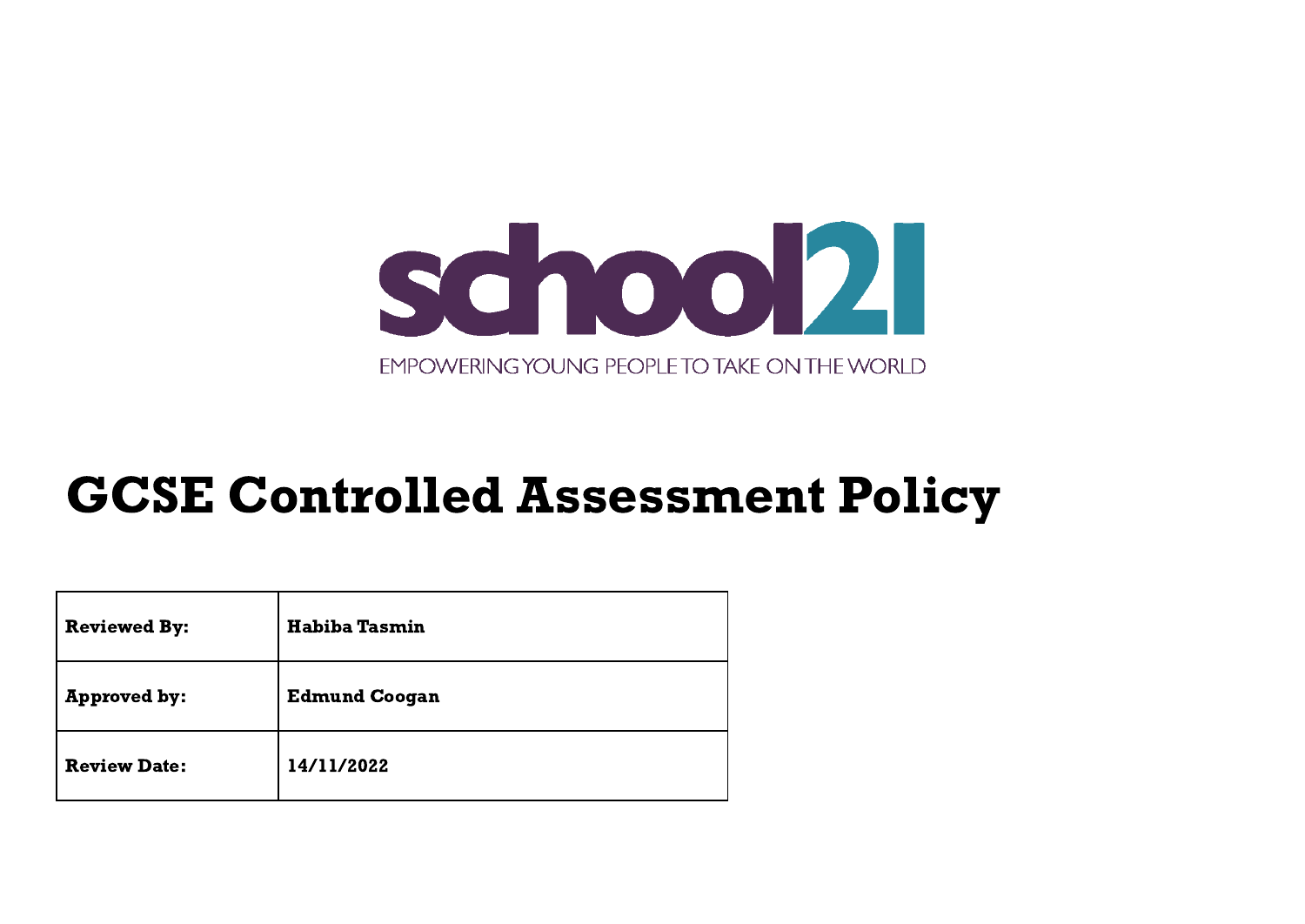school21

EMPOWERING YOUNG PEOPLE TO TAKE ON THE WORLD

# GCSE Controlled Assessment Policy

| **Reviewed By:** | **Habiba Tasmin** |
|---|---|
| **Approved by:** | **Edmund Coogan** |
| **Review Date:** | **14/11/2022** |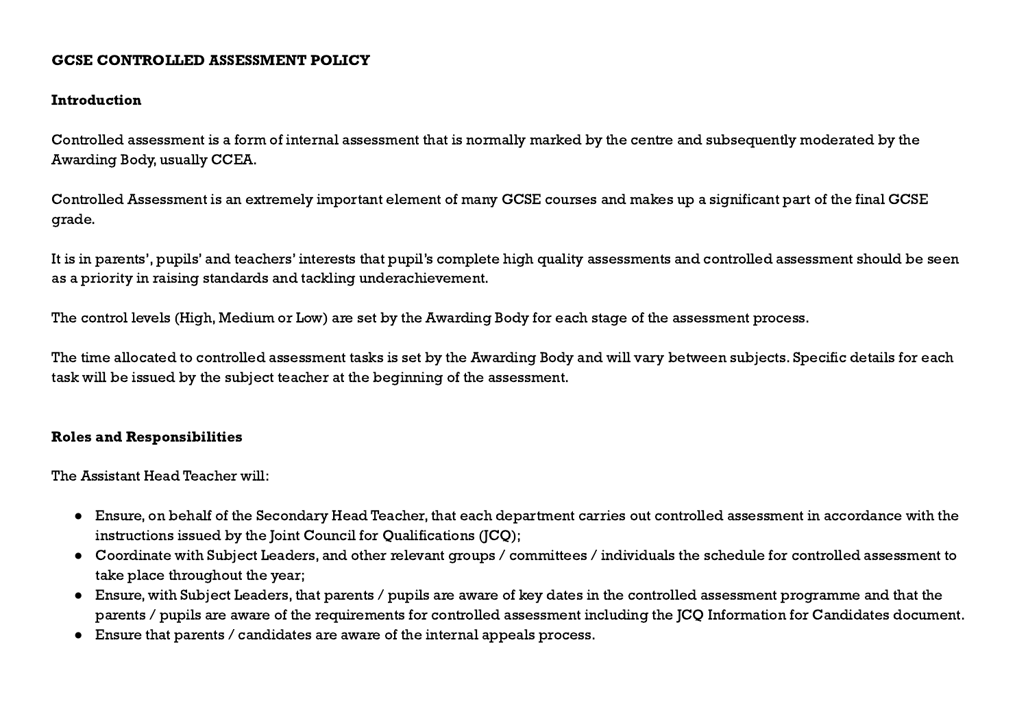**GCSE CONTROLLED ASSESSMENT POLICY**

**Introduction**

Controlled assessment is a form of internal assessment that is normally marked by the centre and subsequently moderated by the Awarding Body, usually CCEA.

Controlled Assessment is an extremely important element of many GCSE courses and makes up a significant part of the final GCSE grade.

It is in parents', pupils' and teachers' interests that pupil's complete high quality assessments and controlled assessment should be seen as a priority in raising standards and tackling underachievement.

The control levels (High, Medium or Low) are set by the Awarding Body for each stage of the assessment process.

The time allocated to controlled assessment tasks is set by the Awarding Body and will vary between subjects. Specific details for each task will be issued by the subject teacher at the beginning of the assessment.

**Roles and Responsibilities**

The Assistant Head Teacher will:

- Ensure, on behalf of the Secondary Head Teacher, that each department carries out controlled assessment in accordance with the instructions issued by the Joint Council for Qualifications (JCQ);
- Coordinate with Subject Leaders, and other relevant groups / committees / individuals the schedule for controlled assessment to take place throughout the year;
- Ensure, with Subject Leaders, that parents / pupils are aware of key dates in the controlled assessment programme and that the parents / pupils are aware of the requirements for controlled assessment including the JCQ Information for Candidates document.
- Ensure that parents / candidates are aware of the internal appeals process.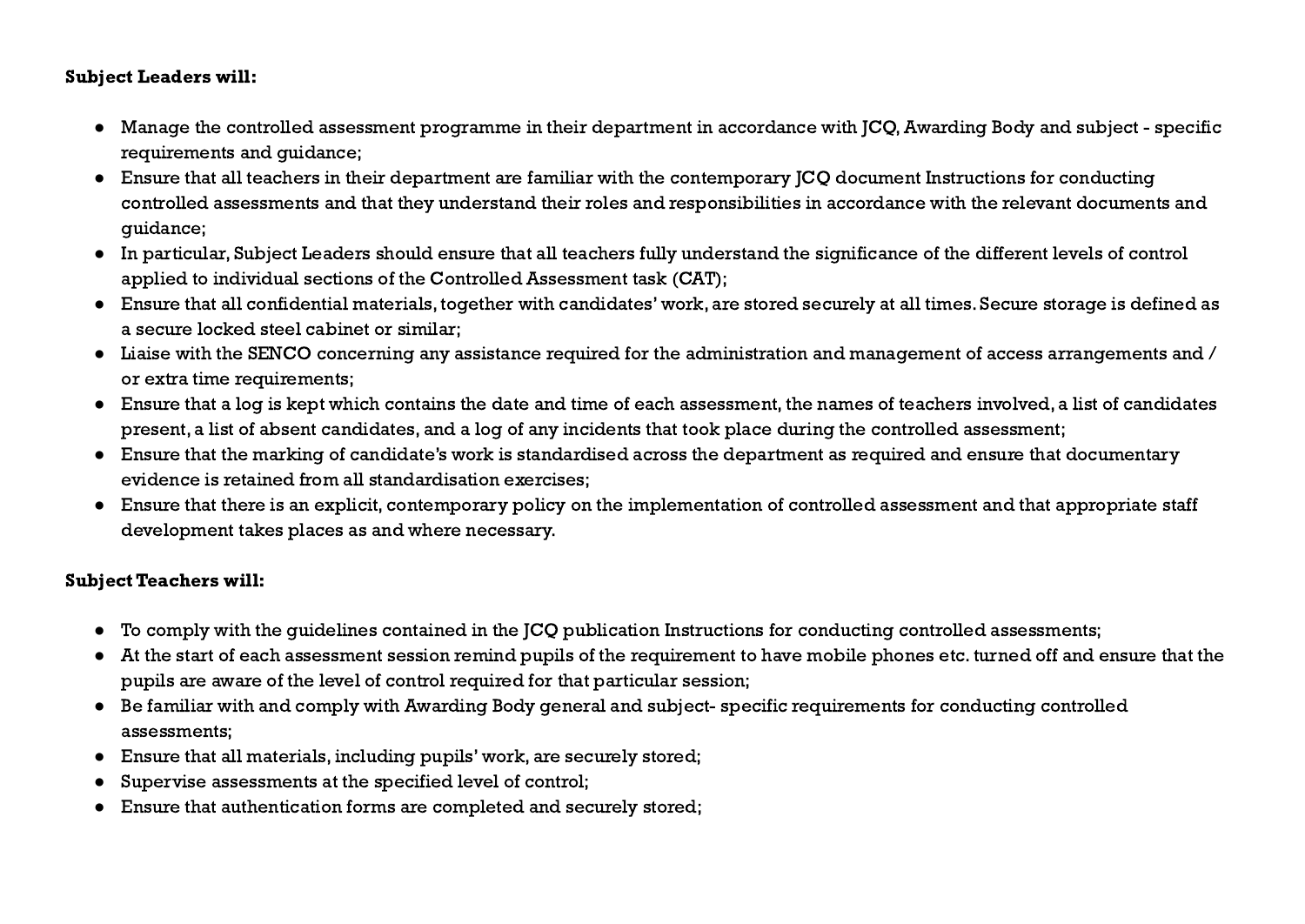**Subject Leaders will:**

- Manage the controlled assessment programme in their department in accordance with JCQ, Awarding Body and subject - specific requirements and guidance;
- Ensure that all teachers in their department are familiar with the contemporary JCQ document Instructions for conducting controlled assessments and that they understand their roles and responsibilities in accordance with the relevant documents and guidance;
- In particular, Subject Leaders should ensure that all teachers fully understand the significance of the different levels of control applied to individual sections of the Controlled Assessment task (CAT);
- Ensure that all confidential materials, together with candidates' work, are stored securely at all times. Secure storage is defined as a secure locked steel cabinet or similar;
- Liaise with the SENCO concerning any assistance required for the administration and management of access arrangements and / or extra time requirements;
- Ensure that a log is kept which contains the date and time of each assessment, the names of teachers involved, a list of candidates present, a list of absent candidates, and a log of any incidents that took place during the controlled assessment;
- Ensure that the marking of candidate's work is standardised across the department as required and ensure that documentary evidence is retained from all standardisation exercises;
- Ensure that there is an explicit, contemporary policy on the implementation of controlled assessment and that appropriate staff development takes places as and where necessary.

**Subject Teachers will:**

- To comply with the guidelines contained in the JCQ publication Instructions for conducting controlled assessments;
- At the start of each assessment session remind pupils of the requirement to have mobile phones etc. turned off and ensure that the pupils are aware of the level of control required for that particular session;
- Be familiar with and comply with Awarding Body general and subject- specific requirements for conducting controlled assessments;
- Ensure that all materials, including pupils' work, are securely stored;
- Supervise assessments at the specified level of control;
- Ensure that authentication forms are completed and securely stored;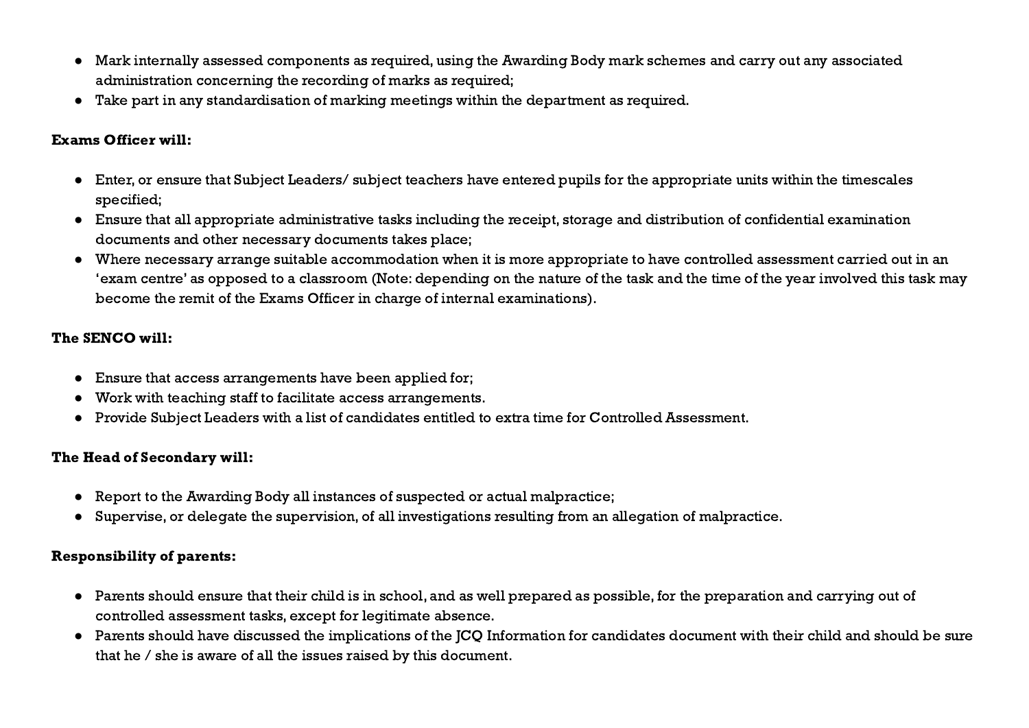- Mark internally assessed components as required, using the Awarding Body mark schemes and carry out any associated administration concerning the recording of marks as required;
- Take part in any standardisation of marking meetings within the department as required.

**Exams Officer will:**

- Enter, or ensure that Subject Leaders/ subject teachers have entered pupils for the appropriate units within the timescales specified;
- Ensure that all appropriate administrative tasks including the receipt, storage and distribution of confidential examination documents and other necessary documents takes place;
- Where necessary arrange suitable accommodation when it is more appropriate to have controlled assessment carried out in an 'exam centre' as opposed to a classroom (Note: depending on the nature of the task and the time of the year involved this task may become the remit of the Exams Officer in charge of internal examinations).

**The SENCO will:**

- Ensure that access arrangements have been applied for;
- Work with teaching staff to facilitate access arrangements.
- Provide Subject Leaders with a list of candidates entitled to extra time for Controlled Assessment.

**The Head of Secondary will:**

- Report to the Awarding Body all instances of suspected or actual malpractice;
- Supervise, or delegate the supervision, of all investigations resulting from an allegation of malpractice.

**Responsibility of parents:**

- Parents should ensure that their child is in school, and as well prepared as possible, for the preparation and carrying out of controlled assessment tasks, except for legitimate absence.
- Parents should have discussed the implications of the JCQ Information for candidates document with their child and should be sure that he / she is aware of all the issues raised by this document.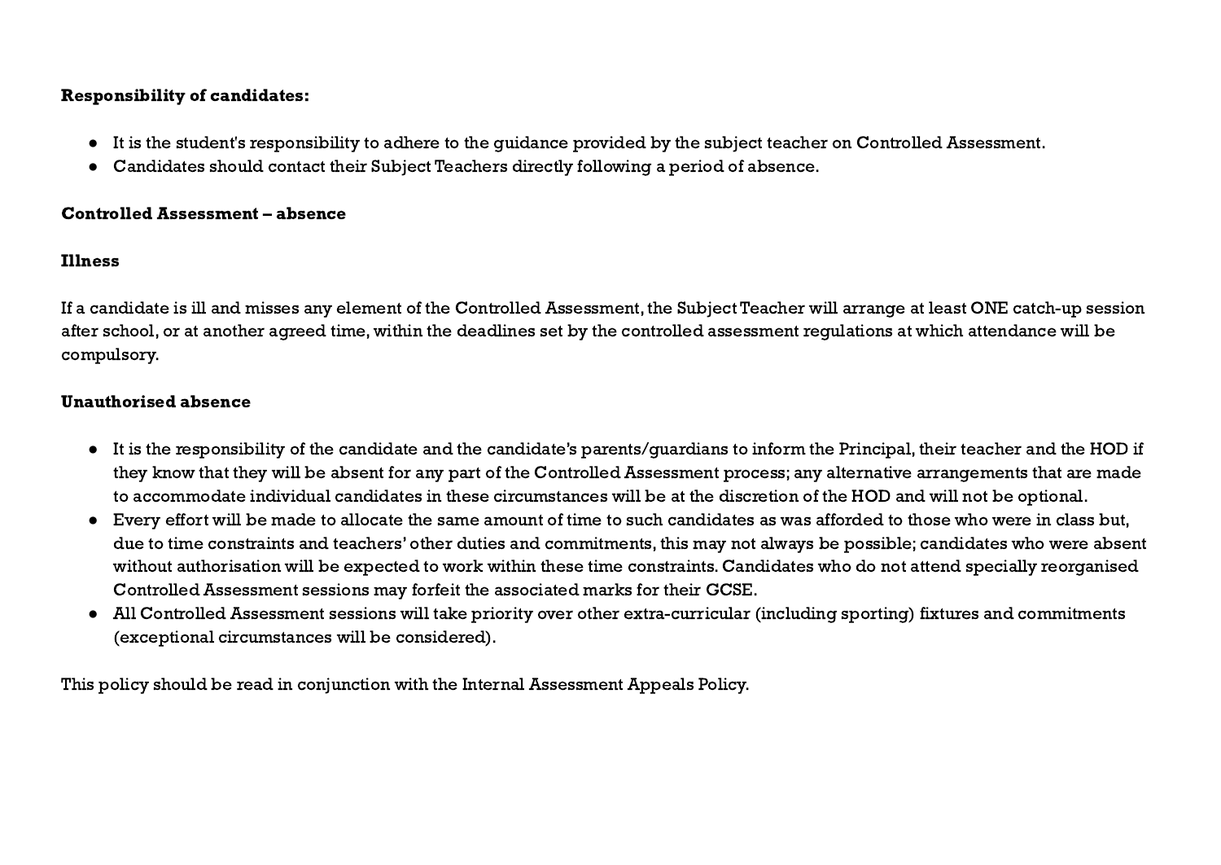**Responsibility of candidates:**

- It is the student's responsibility to adhere to the guidance provided by the subject teacher on Controlled Assessment.
- Candidates should contact their Subject Teachers directly following a period of absence.

**Controlled Assessment – absence**

**Illness**

If a candidate is ill and misses any element of the Controlled Assessment, the Subject Teacher will arrange at least ONE catch-up session after school, or at another agreed time, within the deadlines set by the controlled assessment regulations at which attendance will be compulsory.

**Unauthorised absence**

- It is the responsibility of the candidate and the candidate's parents/guardians to inform the Principal, their teacher and the HOD if they know that they will be absent for any part of the Controlled Assessment process; any alternative arrangements that are made to accommodate individual candidates in these circumstances will be at the discretion of the HOD and will not be optional.
- Every effort will be made to allocate the same amount of time to such candidates as was afforded to those who were in class but, due to time constraints and teachers' other duties and commitments, this may not always be possible; candidates who were absent without authorisation will be expected to work within these time constraints. Candidates who do not attend specially reorganised Controlled Assessment sessions may forfeit the associated marks for their GCSE.
- All Controlled Assessment sessions will take priority over other extra-curricular (including sporting) fixtures and commitments (exceptional circumstances will be considered).

This policy should be read in conjunction with the Internal Assessment Appeals Policy.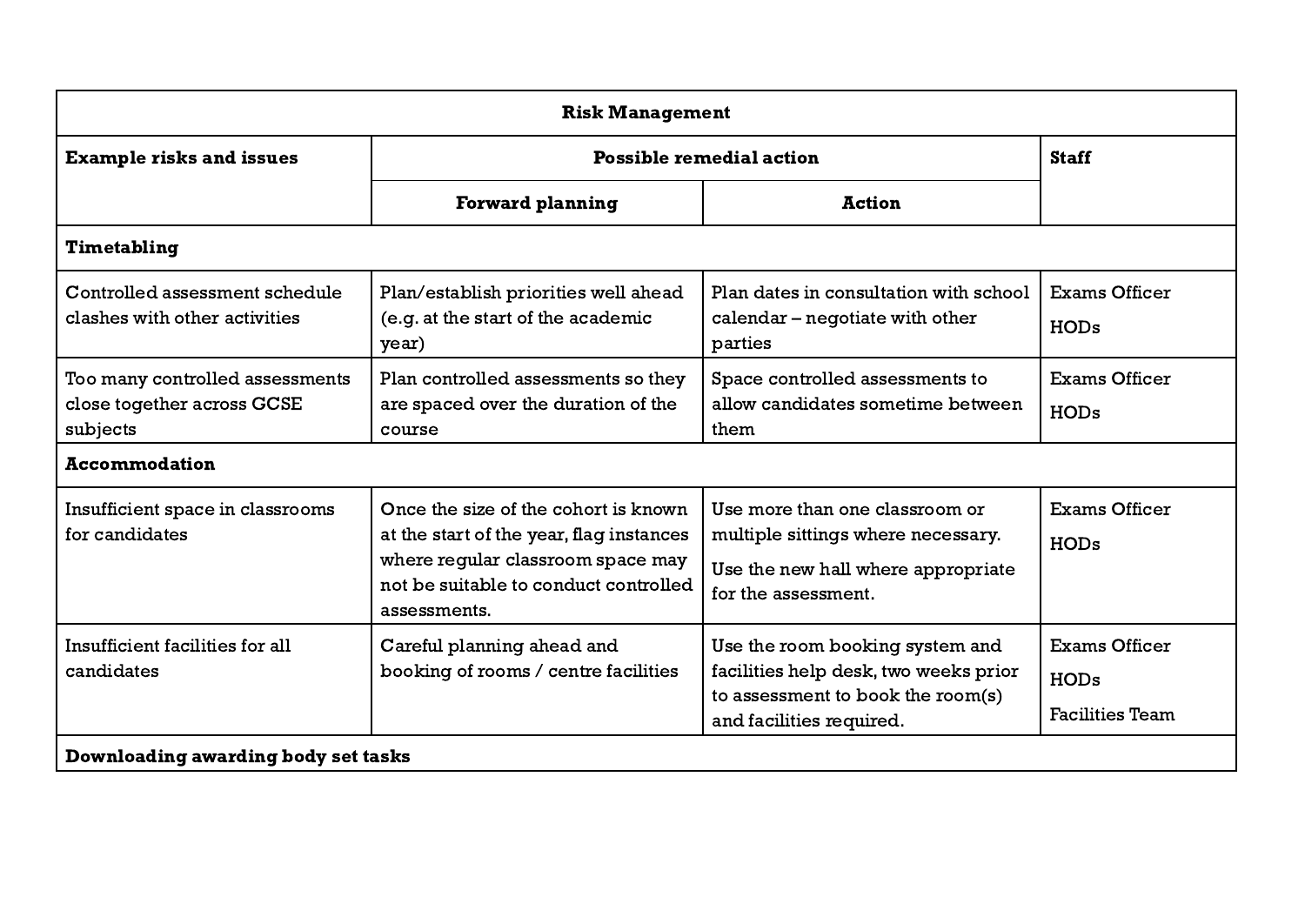| Risk Management | | | |
|---|---|---|---|
| **Example risks and issues** | **Possible remedial action** | | **Staff** |
| | **Forward planning** | **Action** | |
| **Timetabling** | | | |
| Controlled assessment schedule clashes with other activities | Plan/establish priorities well ahead (e.g. at the start of the academic year) | Plan dates in consultation with school calendar – negotiate with other parties | Exams Officer<br>HODs |
| Too many controlled assessments close together across GCSE subjects | Plan controlled assessments so they are spaced over the duration of the course | Space controlled assessments to allow candidates sometime between them | Exams Officer<br>HODs |
| **Accommodation** | | | |
| Insufficient space in classrooms for candidates | Once the size of the cohort is known at the start of the year, flag instances where regular classroom space may not be suitable to conduct controlled assessments. | Use more than one classroom or multiple sittings where necessary.<br>Use the new hall where appropriate for the assessment. | Exams Officer<br>HODs |
| Insufficient facilities for all candidates | Careful planning ahead and booking of rooms / centre facilities | Use the room booking system and facilities help desk, two weeks prior to assessment to book the room(s) and facilities required. | Exams Officer<br>HODs<br>Facilities Team |
| **Downloading awarding body set tasks** | | | |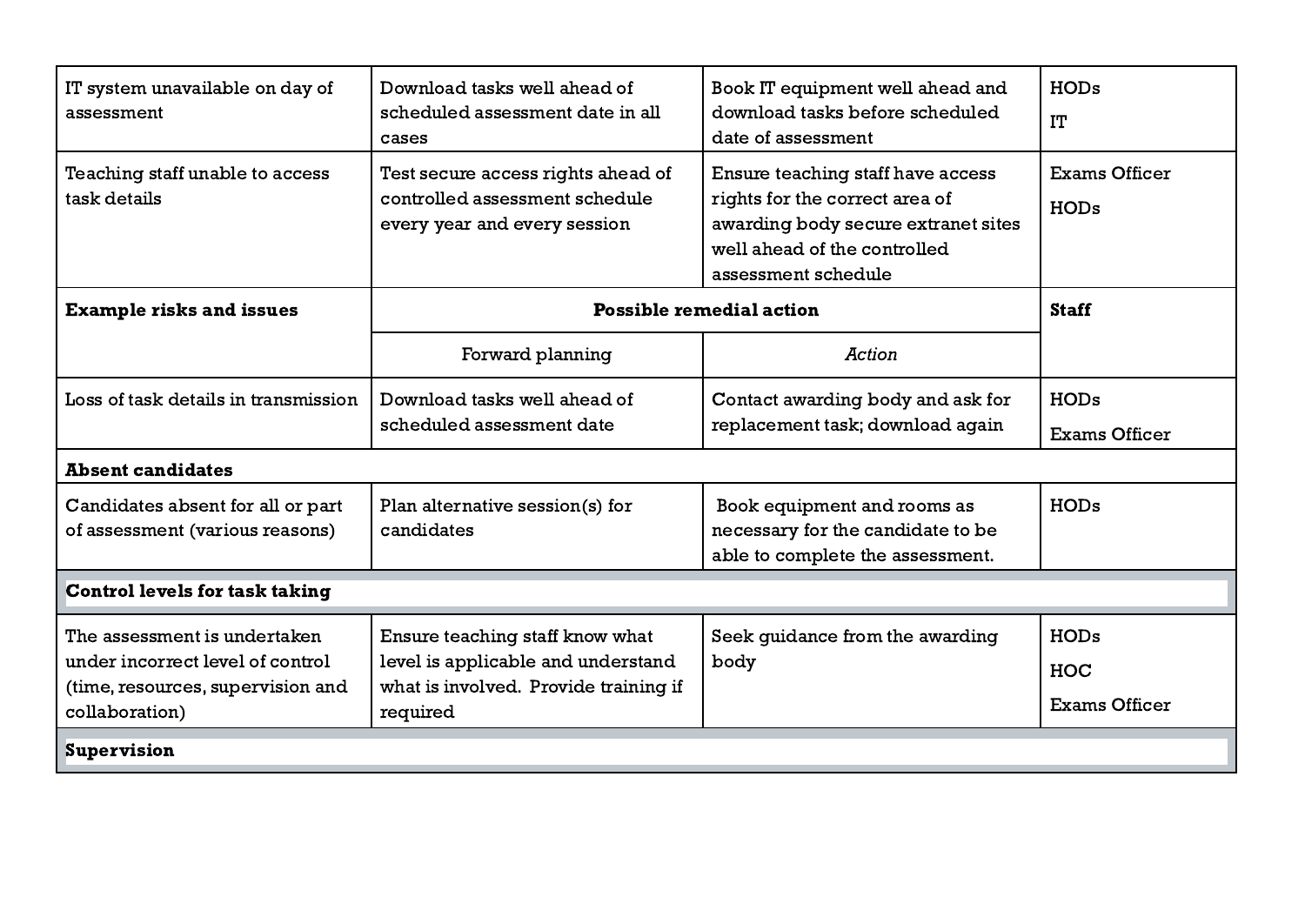| | | | |
|---|---|---|---|
| IT system unavailable on day of assessment | Download tasks well ahead of scheduled assessment date in all cases | Book IT equipment well ahead and download tasks before scheduled date of assessment | HODs<br>IT |
| Teaching staff unable to access task details | Test secure access rights ahead of controlled assessment schedule every year and every session | Ensure teaching staff have access rights for the correct area of awarding body secure extranet sites well ahead of the controlled assessment schedule | Exams Officer<br>HODs |
| **Example risks and issues** | **Possible remedial action** | | **Staff** |
| | Forward planning | *Action* | |
| Loss of task details in transmission | Download tasks well ahead of scheduled assessment date | Contact awarding body and ask for replacement task; download again | HODs<br>Exams Officer |
| **Absent candidates** | | | |
| Candidates absent for all or part of assessment (various reasons) | Plan alternative session(s) for candidates | Book equipment and rooms as necessary for the candidate to be able to complete the assessment. | HODs |
| **Control levels for task taking** | | | |
| The assessment is undertaken under incorrect level of control (time, resources, supervision and collaboration) | Ensure teaching staff know what level is applicable and understand what is involved. Provide training if required | Seek guidance from the awarding body | HODs<br>HOC<br>Exams Officer |
| **Supervision** | | | |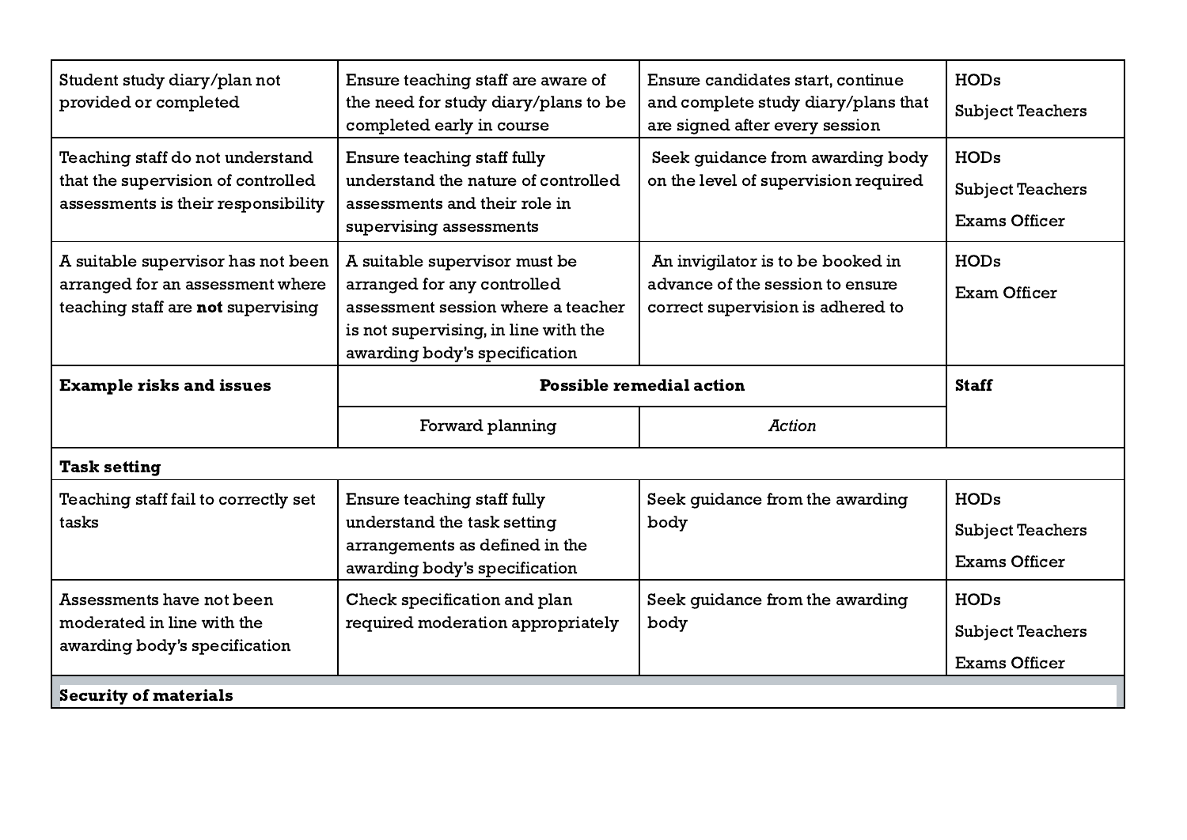| Student study diary/plan not provided or completed | Ensure teaching staff are aware of the need for study diary/plans to be completed early in course | Ensure candidates start, continue and complete study diary/plans that are signed after every session | HODs<br>Subject Teachers |
|---|---|---|---|
| Teaching staff do not understand that the supervision of controlled assessments is their responsibility | Ensure teaching staff fully understand the nature of controlled assessments and their role in supervising assessments | Seek guidance from awarding body on the level of supervision required | HODs<br>Subject Teachers<br>Exams Officer |
| A suitable supervisor has not been arranged for an assessment where teaching staff are **not** supervising | A suitable supervisor must be arranged for any controlled assessment session where a teacher is not supervising, in line with the awarding body's specification | An invigilator is to be booked in advance of the session to ensure correct supervision is adhered to | HODs<br>Exam Officer |
| **Example risks and issues** | **Possible remedial action** | | **Staff** |
| | Forward planning | *Action* | |
| **Task setting** | | | |
| Teaching staff fail to correctly set tasks | Ensure teaching staff fully understand the task setting arrangements as defined in the awarding body's specification | Seek guidance from the awarding body | HODs<br>Subject Teachers<br>Exams Officer |
| Assessments have not been moderated in line with the awarding body's specification | Check specification and plan required moderation appropriately | Seek guidance from the awarding body | HODs<br>Subject Teachers<br>Exams Officer |
| **Security of materials** | | | |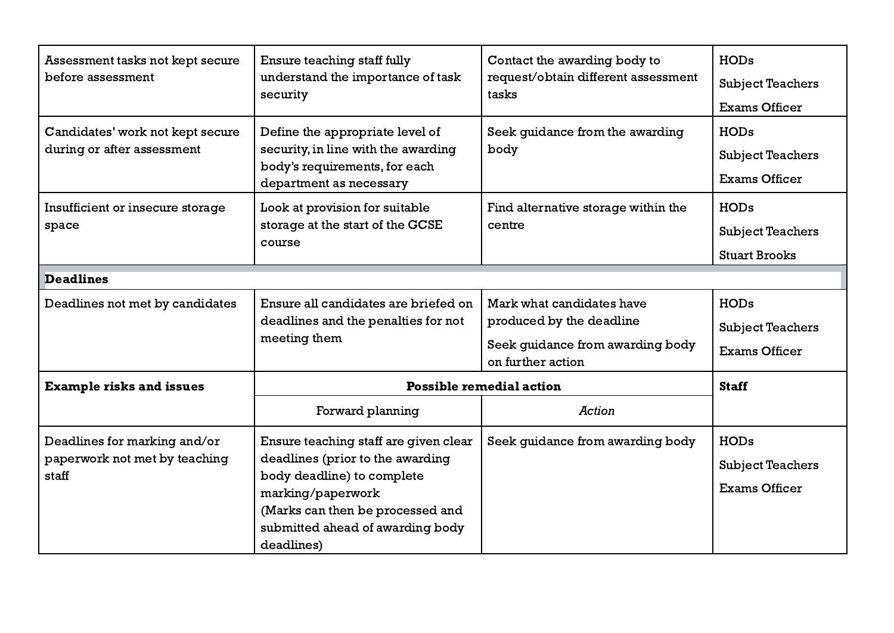| Assessment tasks not kept secure before assessment | Ensure teaching staff fully understand the importance of task security | Contact the awarding body to request/obtain different assessment tasks | HODs<br>Subject Teachers<br>Exams Officer |
|---|---|---|---|
| Candidates' work not kept secure during or after assessment | Define the appropriate level of security, in line with the awarding body's requirements, for each department as necessary | Seek guidance from the awarding body | HODs<br>Subject Teachers<br>Exams Officer |
| Insufficient or insecure storage space | Look at provision for suitable storage at the start of the GCSE course | Find alternative storage within the centre | HODs<br>Subject Teachers<br>Stuart Brooks |
| **Deadlines** | | | |
| Deadlines not met by candidates | Ensure all candidates are briefed on deadlines and the penalties for not meeting them | Mark what candidates have produced by the deadline<br>Seek guidance from awarding body on further action | HODs<br>Subject Teachers<br>Exams Officer |
| **Example risks and issues** | **Possible remedial action** | | **Staff** |
| | Forward planning | *Action* | |
| Deadlines for marking and/or paperwork not met by teaching staff | Ensure teaching staff are given clear deadlines (prior to the awarding body deadline) to complete marking/paperwork<br>(Marks can then be processed and submitted ahead of awarding body deadlines) | Seek guidance from awarding body | HODs<br>Subject Teachers<br>Exams Officer |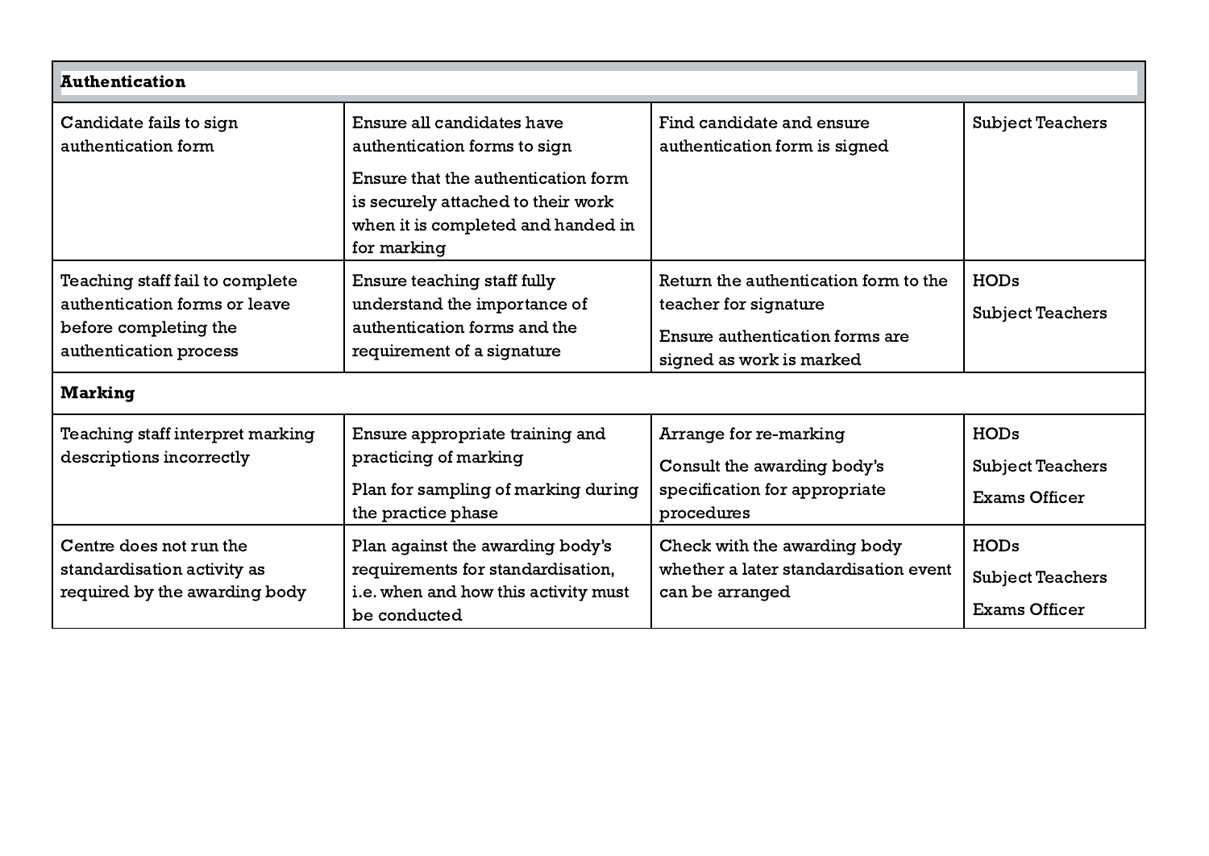| | | | |
|---|---|---|---|
| **Authentication** | | | |
| Candidate fails to sign authentication form | Ensure all candidates have authentication forms to sign<br>Ensure that the authentication form is securely attached to their work when it is completed and handed in for marking | Find candidate and ensure authentication form is signed | Subject Teachers |
| Teaching staff fail to complete authentication forms or leave before completing the authentication process | Ensure teaching staff fully understand the importance of authentication forms and the requirement of a signature | Return the authentication form to the teacher for signature<br>Ensure authentication forms are signed as work is marked | HODs<br>Subject Teachers |
| **Marking** | | | |
| Teaching staff interpret marking descriptions incorrectly | Ensure appropriate training and practicing of marking<br>Plan for sampling of marking during the practice phase | Arrange for re-marking<br>Consult the awarding body's specification for appropriate procedures | HODs<br>Subject Teachers<br>Exams Officer |
| Centre does not run the standardisation activity as required by the awarding body | Plan against the awarding body's requirements for standardisation, i.e. when and how this activity must be conducted | Check with the awarding body whether a later standardisation event can be arranged | HODs<br>Subject Teachers<br>Exams Officer |